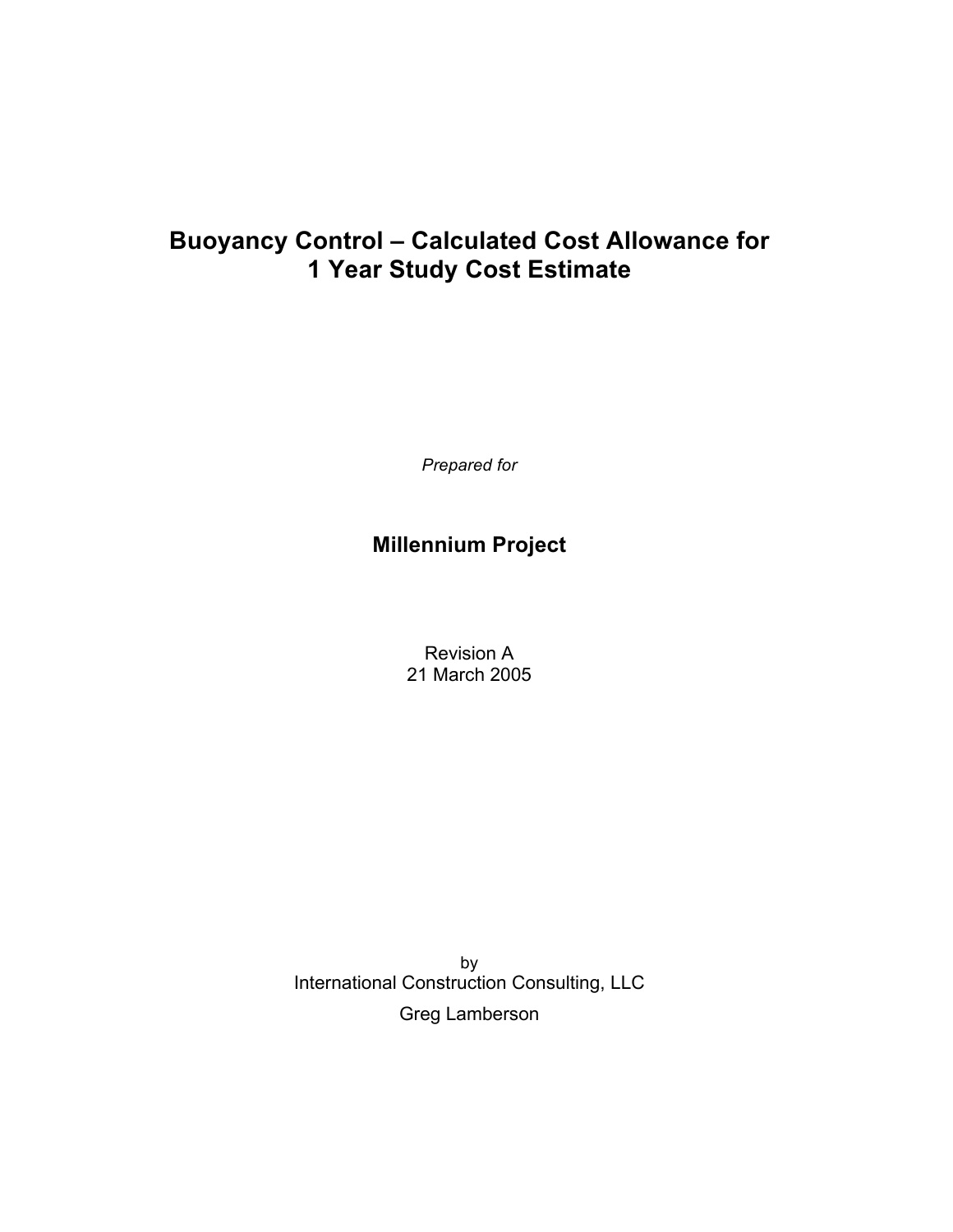# Buoyancy Control – Calculated Cost Allowance for 1 Year Study Cost Estimate

*Prepared for*

**Millennium Project**

Revision A
21 March 2005

by
International Construction Consulting, LLC
Greg Lamberson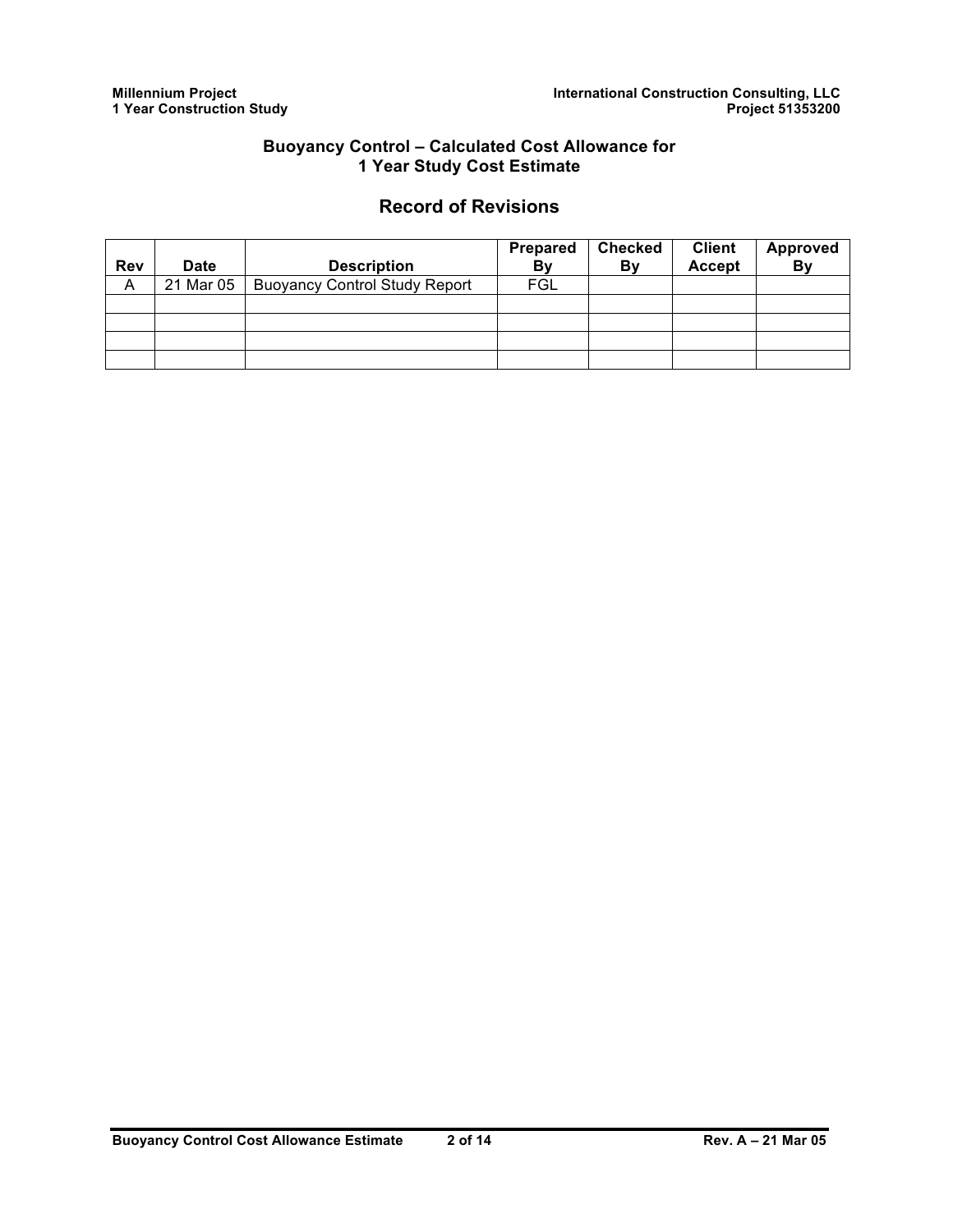## Buoyancy Control – Calculated Cost Allowance for 1 Year Study Cost Estimate

## Record of Revisions

| Rev | Date | Description | Prepared By | Checked By | Client Accept | Approved By |
|---|---|---|---|---|---|---|
| A | 21 Mar 05 | Buoyancy Control Study Report | FGL | | | |
| | | | | | | |
| | | | | | | |
| | | | | | | |
| | | | | | | |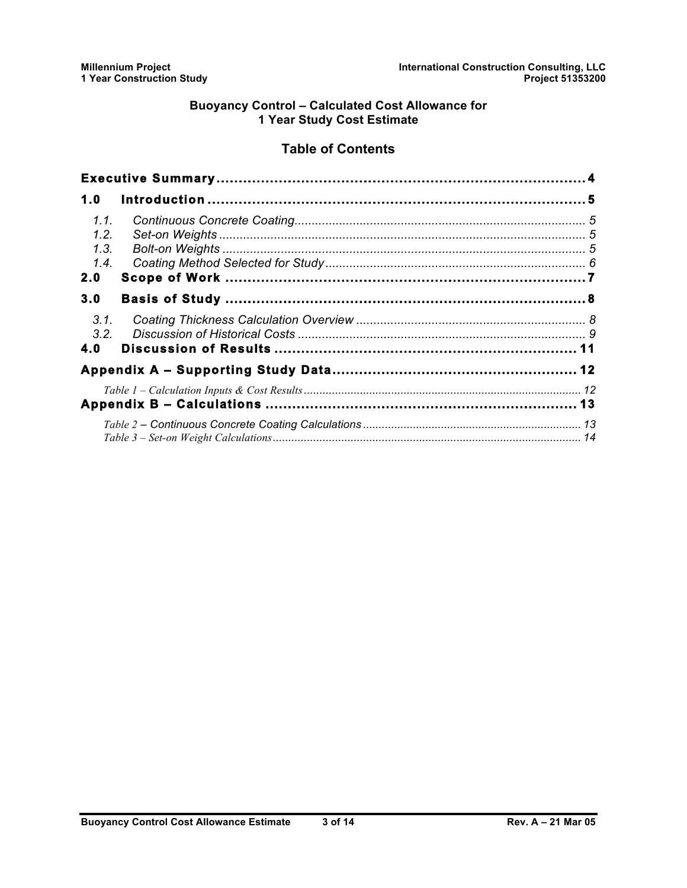**Buoyancy Control – Calculated Cost Allowance for**
**1 Year Study Cost Estimate**

# Table of Contents

**Executive Summary** .......... 4

**1.0 Introduction** .......... 5

- *1.1. Continuous Concrete Coating* .......... 5
- *1.2. Set-on Weights* .......... 5
- *1.3. Bolt-on Weights* .......... 5
- *1.4. Coating Method Selected for Study* .......... 6

**2.0 Scope of Work** .......... 7

**3.0 Basis of Study** .......... 8

- *3.1. Coating Thickness Calculation Overview* .......... 8
- *3.2. Discussion of Historical Costs* .......... 9

**4.0 Discussion of Results** .......... 11

**Appendix A – Supporting Study Data** .......... 12

- *Table 1 – Calculation Inputs & Cost Results* .......... 12

**Appendix B – Calculations** .......... 13

- *Table 2 – Continuous Concrete Coating Calculations* .......... 13
- *Table 3 – Set-on Weight Calculations* .......... 14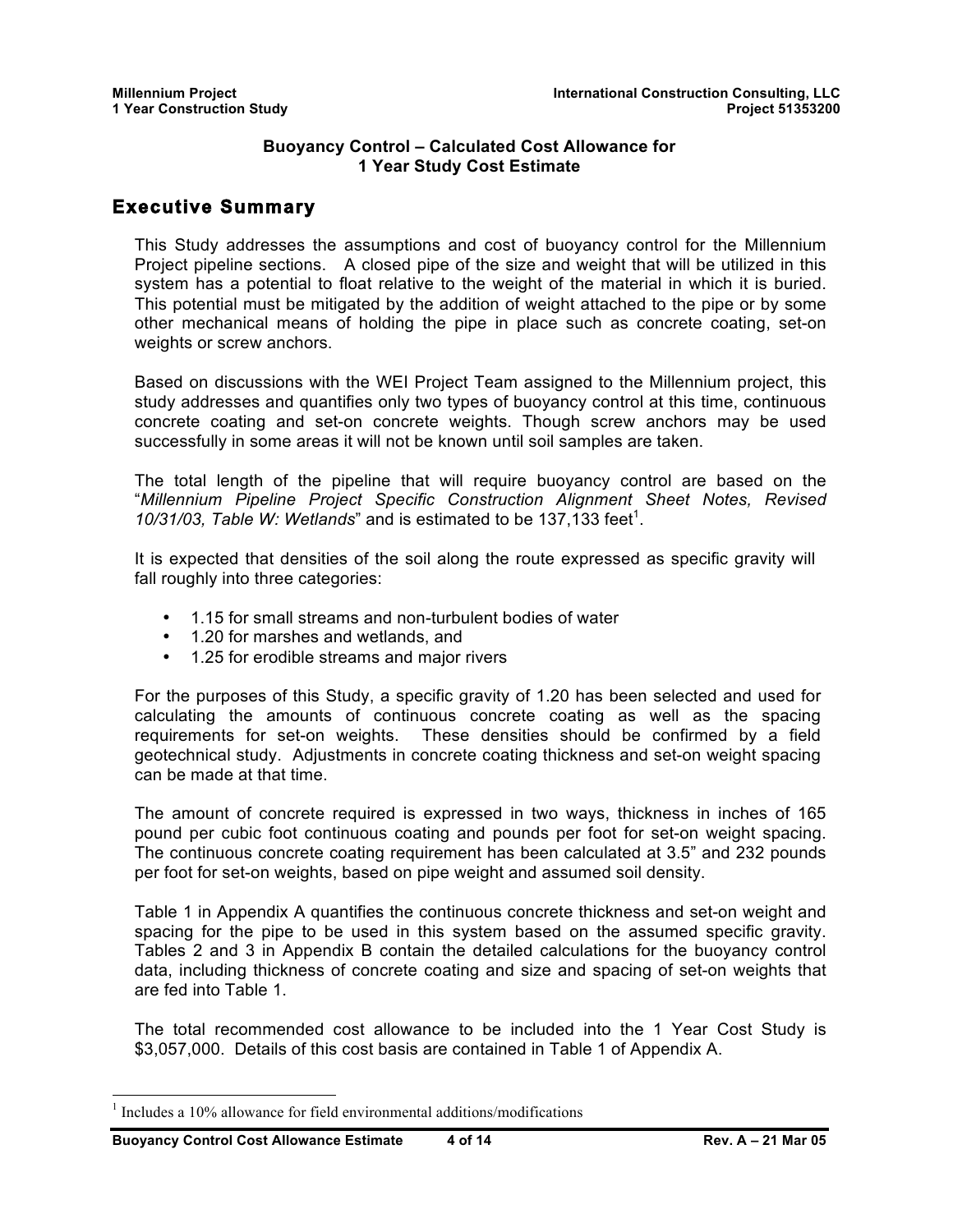**Buoyancy Control – Calculated Cost Allowance for 1 Year Study Cost Estimate**

## Executive Summary

This Study addresses the assumptions and cost of buoyancy control for the Millennium Project pipeline sections. A closed pipe of the size and weight that will be utilized in this system has a potential to float relative to the weight of the material in which it is buried. This potential must be mitigated by the addition of weight attached to the pipe or by some other mechanical means of holding the pipe in place such as concrete coating, set-on weights or screw anchors.

Based on discussions with the WEI Project Team assigned to the Millennium project, this study addresses and quantifies only two types of buoyancy control at this time, continuous concrete coating and set-on concrete weights. Though screw anchors may be used successfully in some areas it will not be known until soil samples are taken.

The total length of the pipeline that will require buoyancy control are based on the "*Millennium Pipeline Project Specific Construction Alignment Sheet Notes, Revised 10/31/03, Table W: Wetlands*" and is estimated to be 137,133 feet[1].

It is expected that densities of the soil along the route expressed as specific gravity will fall roughly into three categories:

- 1.15 for small streams and non-turbulent bodies of water
- 1.20 for marshes and wetlands, and
- 1.25 for erodible streams and major rivers

For the purposes of this Study, a specific gravity of 1.20 has been selected and used for calculating the amounts of continuous concrete coating as well as the spacing requirements for set-on weights. These densities should be confirmed by a field geotechnical study. Adjustments in concrete coating thickness and set-on weight spacing can be made at that time.

The amount of concrete required is expressed in two ways, thickness in inches of 165 pound per cubic foot continuous coating and pounds per foot for set-on weight spacing. The continuous concrete coating requirement has been calculated at 3.5" and 232 pounds per foot for set-on weights, based on pipe weight and assumed soil density.

Table 1 in Appendix A quantifies the continuous concrete thickness and set-on weight and spacing for the pipe to be used in this system based on the assumed specific gravity. Tables 2 and 3 in Appendix B contain the detailed calculations for the buoyancy control data, including thickness of concrete coating and size and spacing of set-on weights that are fed into Table 1.

The total recommended cost allowance to be included into the 1 Year Cost Study is $3,057,000. Details of this cost basis are contained in Table 1 of Appendix A.

[1] Includes a 10% allowance for field environmental additions/modifications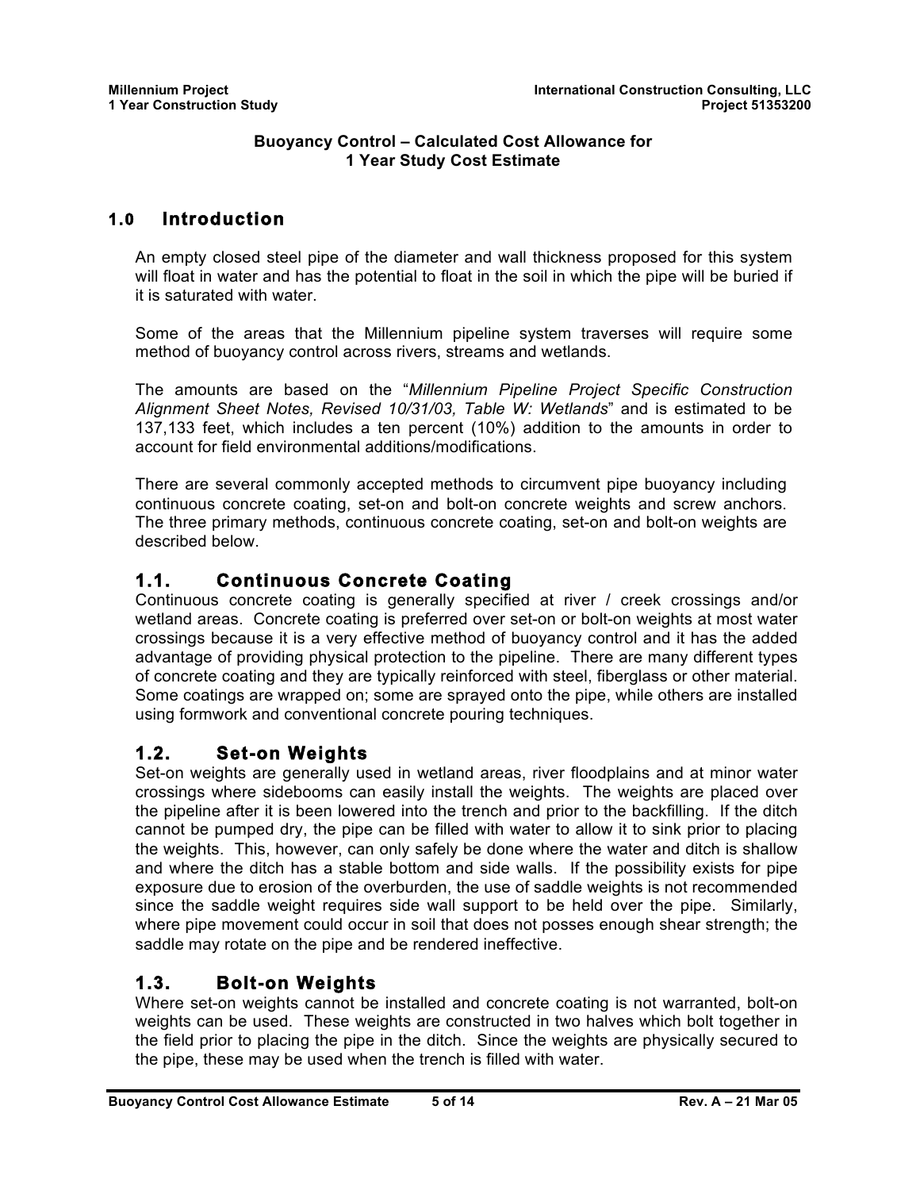**Buoyancy Control – Calculated Cost Allowance for 1 Year Study Cost Estimate**

# 1.0 Introduction

An empty closed steel pipe of the diameter and wall thickness proposed for this system will float in water and has the potential to float in the soil in which the pipe will be buried if it is saturated with water.

Some of the areas that the Millennium pipeline system traverses will require some method of buoyancy control across rivers, streams and wetlands.

The amounts are based on the "*Millennium Pipeline Project Specific Construction Alignment Sheet Notes, Revised 10/31/03, Table W: Wetlands*" and is estimated to be 137,133 feet, which includes a ten percent (10%) addition to the amounts in order to account for field environmental additions/modifications.

There are several commonly accepted methods to circumvent pipe buoyancy including continuous concrete coating, set-on and bolt-on concrete weights and screw anchors. The three primary methods, continuous concrete coating, set-on and bolt-on weights are described below.

## 1.1. Continuous Concrete Coating

Continuous concrete coating is generally specified at river / creek crossings and/or wetland areas. Concrete coating is preferred over set-on or bolt-on weights at most water crossings because it is a very effective method of buoyancy control and it has the added advantage of providing physical protection to the pipeline. There are many different types of concrete coating and they are typically reinforced with steel, fiberglass or other material. Some coatings are wrapped on; some are sprayed onto the pipe, while others are installed using formwork and conventional concrete pouring techniques.

## 1.2. Set-on Weights

Set-on weights are generally used in wetland areas, river floodplains and at minor water crossings where sidebooms can easily install the weights. The weights are placed over the pipeline after it is been lowered into the trench and prior to the backfilling. If the ditch cannot be pumped dry, the pipe can be filled with water to allow it to sink prior to placing the weights. This, however, can only safely be done where the water and ditch is shallow and where the ditch has a stable bottom and side walls. If the possibility exists for pipe exposure due to erosion of the overburden, the use of saddle weights is not recommended since the saddle weight requires side wall support to be held over the pipe. Similarly, where pipe movement could occur in soil that does not posses enough shear strength; the saddle may rotate on the pipe and be rendered ineffective.

## 1.3. Bolt-on Weights

Where set-on weights cannot be installed and concrete coating is not warranted, bolt-on weights can be used. These weights are constructed in two halves which bolt together in the field prior to placing the pipe in the ditch. Since the weights are physically secured to the pipe, these may be used when the trench is filled with water.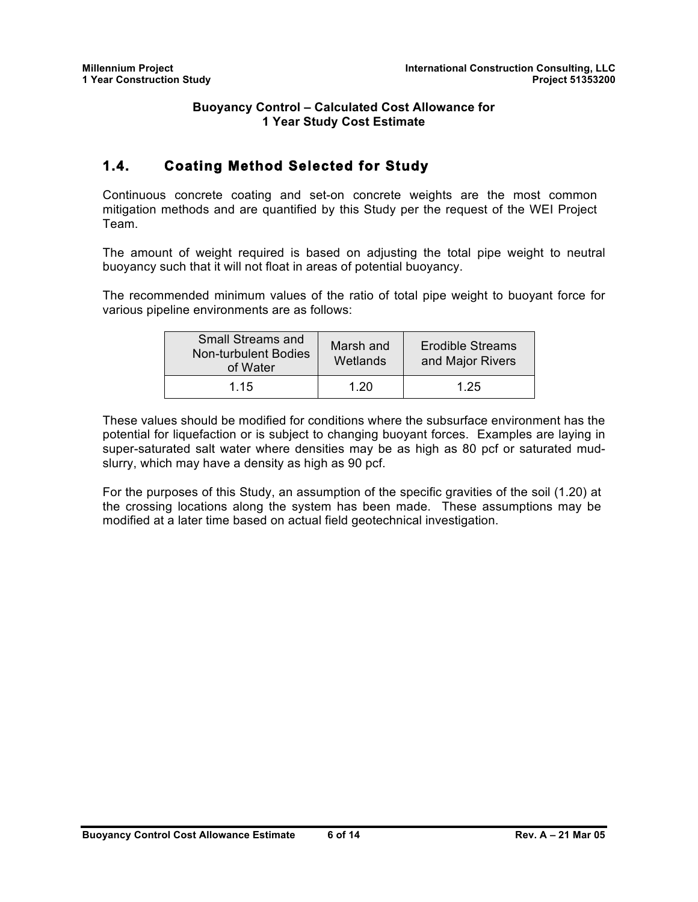**Buoyancy Control – Calculated Cost Allowance for 1 Year Study Cost Estimate**

## 1.4. Coating Method Selected for Study

Continuous concrete coating and set-on concrete weights are the most common mitigation methods and are quantified by this Study per the request of the WEI Project Team.

The amount of weight required is based on adjusting the total pipe weight to neutral buoyancy such that it will not float in areas of potential buoyancy.

The recommended minimum values of the ratio of total pipe weight to buoyant force for various pipeline environments are as follows:

| Small Streams and Non-turbulent Bodies of Water | Marsh and Wetlands | Erodible Streams and Major Rivers |
|---|---|---|
| 1.15 | 1.20 | 1.25 |

These values should be modified for conditions where the subsurface environment has the potential for liquefaction or is subject to changing buoyant forces. Examples are laying in super-saturated salt water where densities may be as high as 80 pcf or saturated mud-slurry, which may have a density as high as 90 pcf.

For the purposes of this Study, an assumption of the specific gravities of the soil (1.20) at the crossing locations along the system has been made. These assumptions may be modified at a later time based on actual field geotechnical investigation.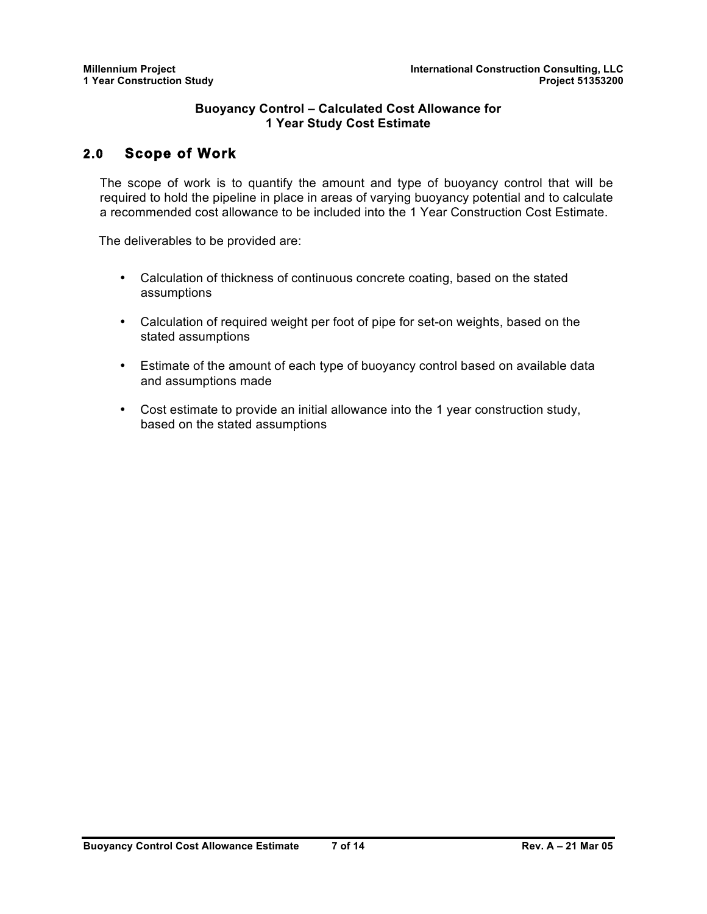**Buoyancy Control – Calculated Cost Allowance for 1 Year Study Cost Estimate**

## 2.0 Scope of Work

The scope of work is to quantify the amount and type of buoyancy control that will be required to hold the pipeline in place in areas of varying buoyancy potential and to calculate a recommended cost allowance to be included into the 1 Year Construction Cost Estimate.

The deliverables to be provided are:

- Calculation of thickness of continuous concrete coating, based on the stated assumptions
- Calculation of required weight per foot of pipe for set-on weights, based on the stated assumptions
- Estimate of the amount of each type of buoyancy control based on available data and assumptions made
- Cost estimate to provide an initial allowance into the 1 year construction study, based on the stated assumptions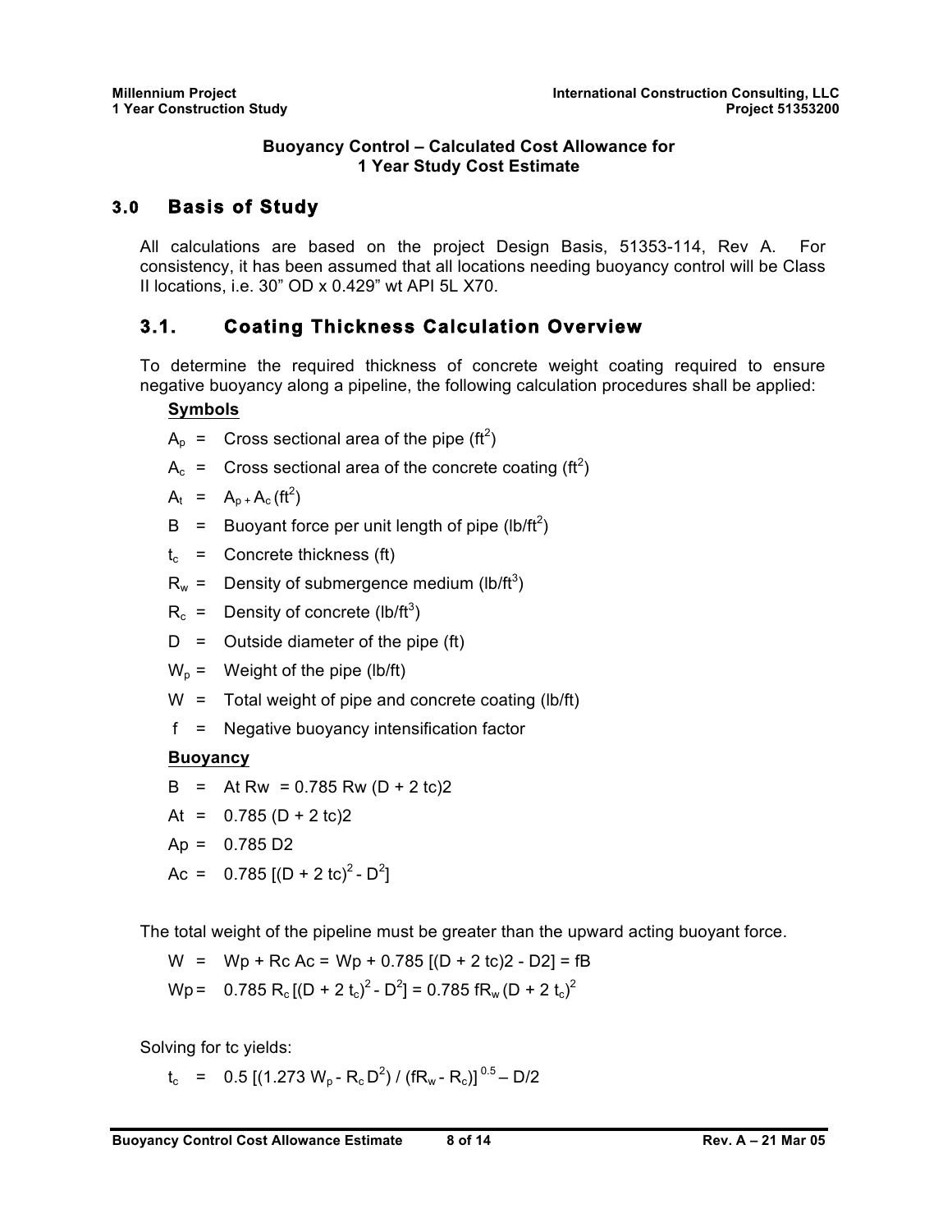**Buoyancy Control – Calculated Cost Allowance for 1 Year Study Cost Estimate**

## 3.0 Basis of Study

All calculations are based on the project Design Basis, 51353-114, Rev A. For consistency, it has been assumed that all locations needing buoyancy control will be Class II locations, i.e. 30" OD x 0.429" wt API 5L X70.

## 3.1. Coating Thickness Calculation Overview

To determine the required thickness of concrete weight coating required to ensure negative buoyancy along a pipeline, the following calculation procedures shall be applied:

**Symbols**

- $A_p$ = Cross sectional area of the pipe ($ft^2$)
- $A_c$ = Cross sectional area of the concrete coating ($ft^2$)
- $A_t$ = $A_{p+}A_c$ ($ft^2$)
- B = Buoyant force per unit length of pipe ($lb/ft^2$)
- $t_c$ = Concrete thickness (ft)
- $R_w$ = Density of submergence medium ($lb/ft^3$)
- $R_c$ = Density of concrete ($lb/ft^3$)
- D = Outside diameter of the pipe (ft)
- $W_p$ = Weight of the pipe (lb/ft)
- W = Total weight of pipe and concrete coating (lb/ft)
- f = Negative buoyancy intensification factor

**Buoyancy**

$$B = At\ Rw = 0.785\ Rw\ (D + 2\ tc)2$$

$$At = 0.785\ (D + 2\ tc)2$$

$$Ap = 0.785\ D2$$

$$Ac = 0.785\ [(D + 2\ tc)^2 - D^2]$$

The total weight of the pipeline must be greater than the upward acting buoyant force.

$$W = Wp + Rc\ Ac = Wp + 0.785\ [(D + 2\ tc)2 - D2] = fB$$

$$Wp = 0.785\ R_c\ [(D + 2\ t_c)^2 - D^2] = 0.785\ fR_w\ (D + 2\ t_c)^2$$

Solving for tc yields:

$$t_c = 0.5\ [(1.273\ W_p - R_c D^2) / (fR_w - R_c)]^{0.5} – D/2$$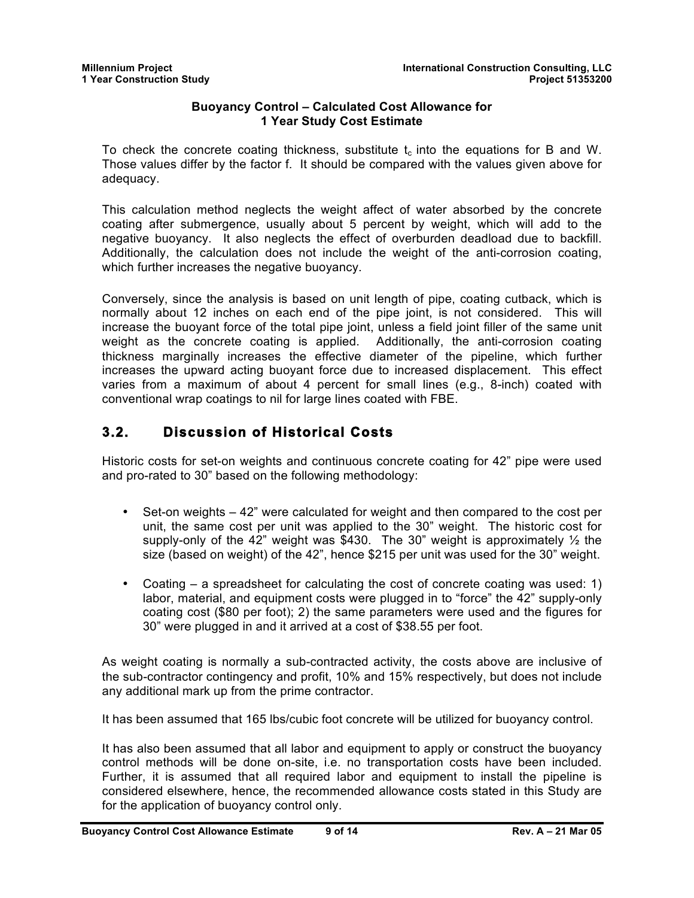**Buoyancy Control – Calculated Cost Allowance for 1 Year Study Cost Estimate**

To check the concrete coating thickness, substitute $t_c$ into the equations for B and W. Those values differ by the factor f. It should be compared with the values given above for adequacy.

This calculation method neglects the weight affect of water absorbed by the concrete coating after submergence, usually about 5 percent by weight, which will add to the negative buoyancy. It also neglects the effect of overburden deadload due to backfill. Additionally, the calculation does not include the weight of the anti-corrosion coating, which further increases the negative buoyancy.

Conversely, since the analysis is based on unit length of pipe, coating cutback, which is normally about 12 inches on each end of the pipe joint, is not considered. This will increase the buoyant force of the total pipe joint, unless a field joint filler of the same unit weight as the concrete coating is applied. Additionally, the anti-corrosion coating thickness marginally increases the effective diameter of the pipeline, which further increases the upward acting buoyant force due to increased displacement. This effect varies from a maximum of about 4 percent for small lines (e.g., 8-inch) coated with conventional wrap coatings to nil for large lines coated with FBE.

## 3.2. Discussion of Historical Costs

Historic costs for set-on weights and continuous concrete coating for 42" pipe were used and pro-rated to 30" based on the following methodology:

- Set-on weights – 42" were calculated for weight and then compared to the cost per unit, the same cost per unit was applied to the 30" weight. The historic cost for supply-only of the 42" weight was $430. The 30" weight is approximately ½ the size (based on weight) of the 42", hence $215 per unit was used for the 30" weight.

- Coating – a spreadsheet for calculating the cost of concrete coating was used: 1) labor, material, and equipment costs were plugged in to "force" the 42" supply-only coating cost ($80 per foot); 2) the same parameters were used and the figures for 30" were plugged in and it arrived at a cost of $38.55 per foot.

As weight coating is normally a sub-contracted activity, the costs above are inclusive of the sub-contractor contingency and profit, 10% and 15% respectively, but does not include any additional mark up from the prime contractor.

It has been assumed that 165 lbs/cubic foot concrete will be utilized for buoyancy control.

It has also been assumed that all labor and equipment to apply or construct the buoyancy control methods will be done on-site, i.e. no transportation costs have been included. Further, it is assumed that all required labor and equipment to install the pipeline is considered elsewhere, hence, the recommended allowance costs stated in this Study are for the application of buoyancy control only.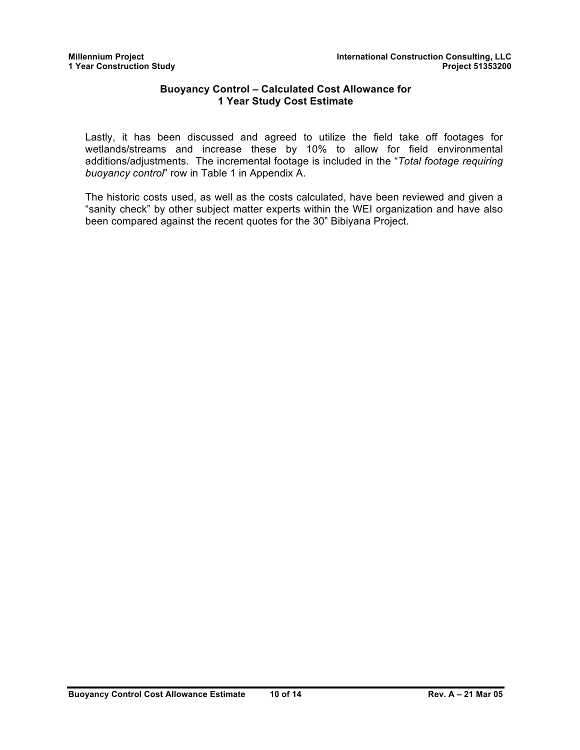## Buoyancy Control – Calculated Cost Allowance for 1 Year Study Cost Estimate

Lastly, it has been discussed and agreed to utilize the field take off footages for wetlands/streams and increase these by 10% to allow for field environmental additions/adjustments. The incremental footage is included in the "*Total footage requiring buoyancy control*" row in Table 1 in Appendix A.

The historic costs used, as well as the costs calculated, have been reviewed and given a "sanity check" by other subject matter experts within the WEI organization and have also been compared against the recent quotes for the 30" Bibiyana Project.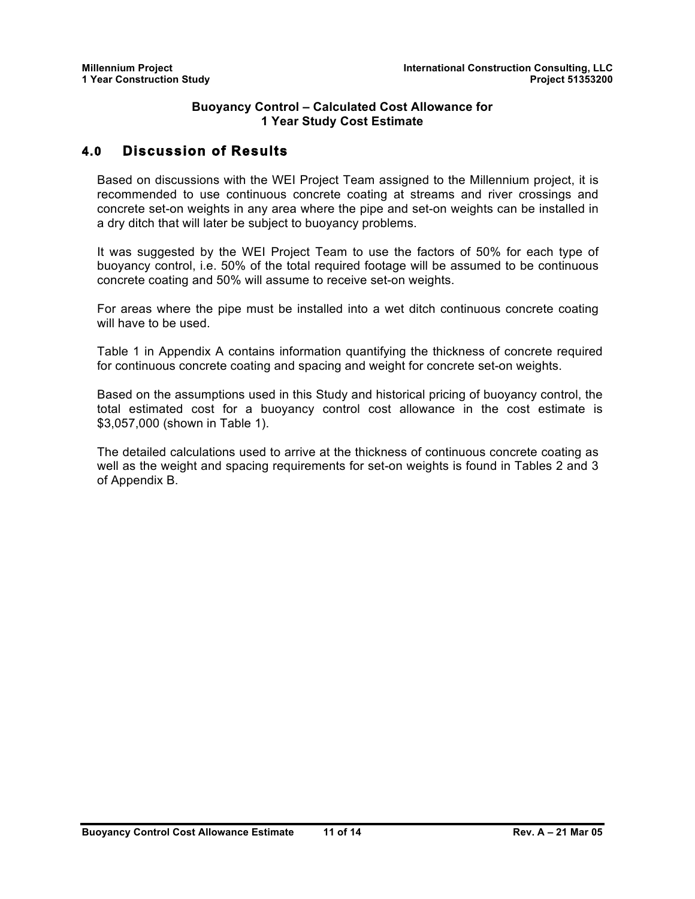**Buoyancy Control – Calculated Cost Allowance for 1 Year Study Cost Estimate**

## 4.0 Discussion of Results

Based on discussions with the WEI Project Team assigned to the Millennium project, it is recommended to use continuous concrete coating at streams and river crossings and concrete set-on weights in any area where the pipe and set-on weights can be installed in a dry ditch that will later be subject to buoyancy problems.

It was suggested by the WEI Project Team to use the factors of 50% for each type of buoyancy control, i.e. 50% of the total required footage will be assumed to be continuous concrete coating and 50% will assume to receive set-on weights.

For areas where the pipe must be installed into a wet ditch continuous concrete coating will have to be used.

Table 1 in Appendix A contains information quantifying the thickness of concrete required for continuous concrete coating and spacing and weight for concrete set-on weights.

Based on the assumptions used in this Study and historical pricing of buoyancy control, the total estimated cost for a buoyancy control cost allowance in the cost estimate is $3,057,000 (shown in Table 1).

The detailed calculations used to arrive at the thickness of continuous concrete coating as well as the weight and spacing requirements for set-on weights is found in Tables 2 and 3 of Appendix B.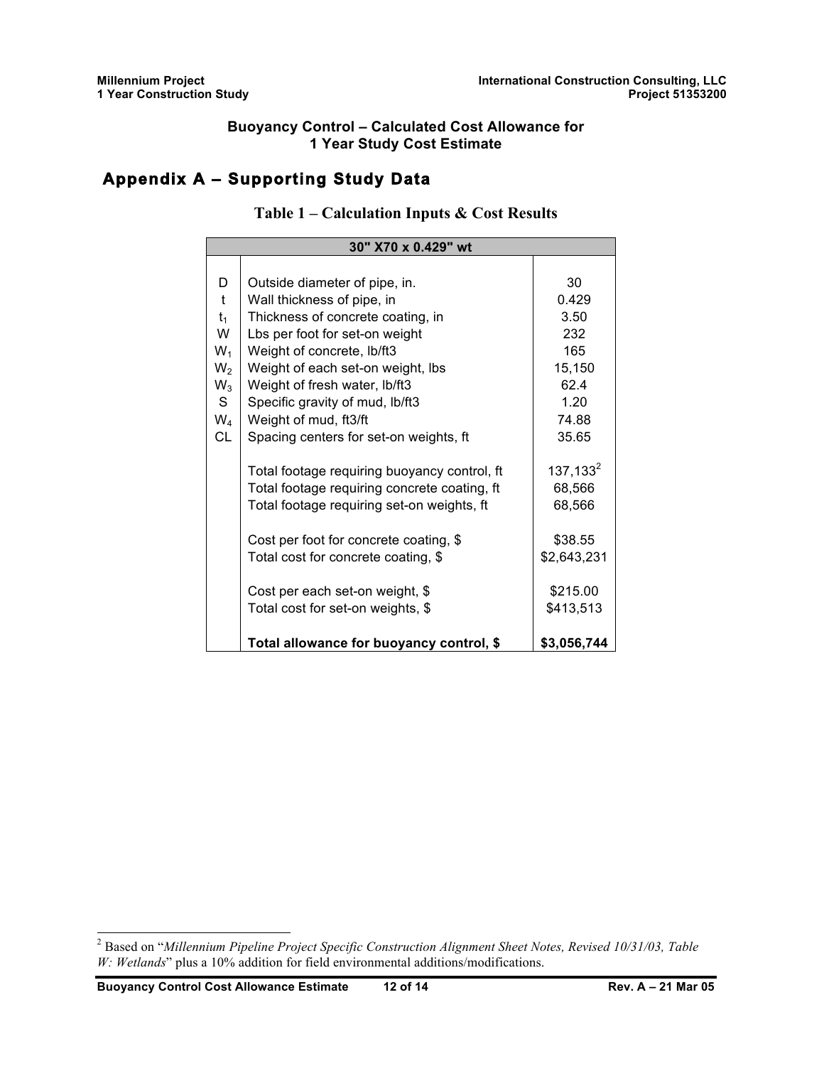**Buoyancy Control – Calculated Cost Allowance for**
**1 Year Study Cost Estimate**

## Appendix A – Supporting Study Data

### Table 1 – Calculation Inputs & Cost Results

| 30" X70 x 0.429" wt | | |
|---|---|---|
| $D$ | Outside diameter of pipe, in. | 30 |
| $t$ | Wall thickness of pipe, in | 0.429 |
| $t_1$ | Thickness of concrete coating, in | 3.50 |
| $W$ | Lbs per foot for set-on weight | 232 |
| $W_1$ | Weight of concrete, lb/ft3 | 165 |
| $W_2$ | Weight of each set-on weight, lbs | 15,150 |
| $W_3$ | Weight of fresh water, lb/ft3 | 62.4 |
| $S$ | Specific gravity of mud, lb/ft3 | 1.20 |
| $W_4$ | Weight of mud, ft3/ft | 74.88 |
| CL | Spacing centers for set-on weights, ft | 35.65 |
| | Total footage requiring buoyancy control, ft | 137,133[2] |
| | Total footage requiring concrete coating, ft | 68,566 |
| | Total footage requiring set-on weights, ft | 68,566 |
| | Cost per foot for concrete coating, $ | $38.55 |
| | Total cost for concrete coating, $ | $2,643,231 |
| | Cost per each set-on weight, $ | $215.00 |
| | Total cost for set-on weights, $ | $413,513 |
| | **Total allowance for buoyancy control, $** | **$3,056,744** |

[2] Based on "*Millennium Pipeline Project Specific Construction Alignment Sheet Notes, Revised 10/31/03, Table W: Wetlands*" plus a 10% addition for field environmental additions/modifications.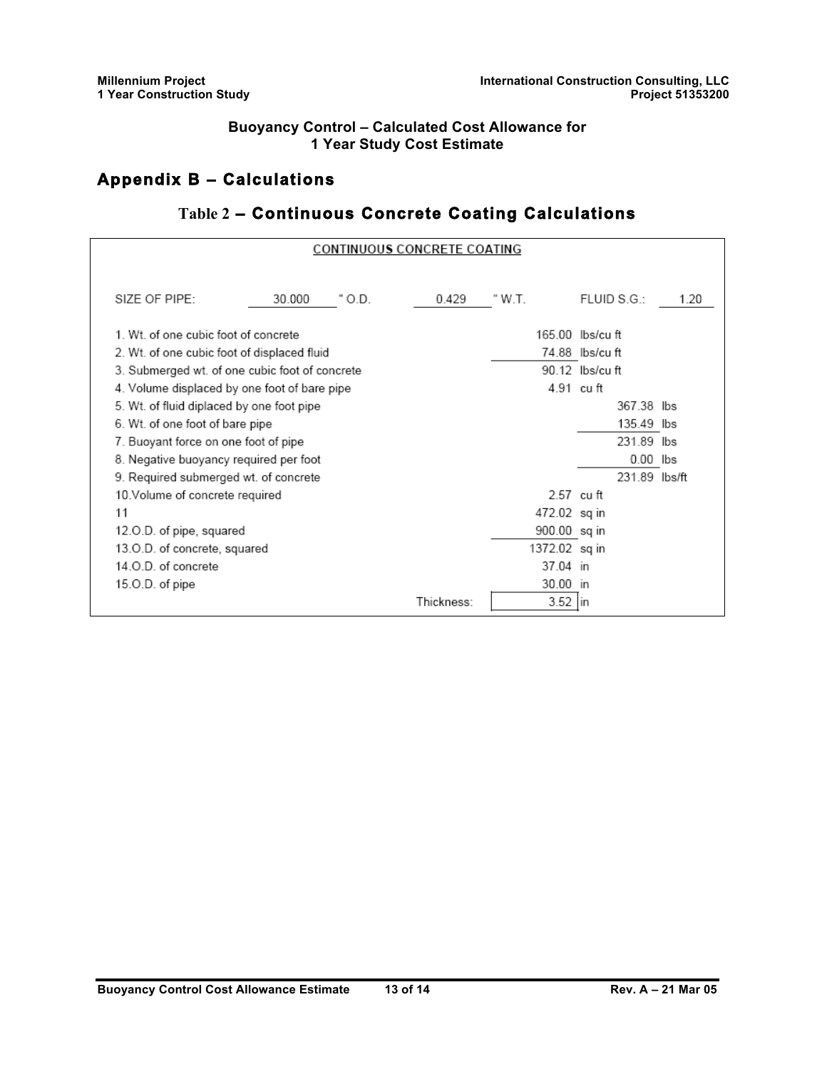**Buoyancy Control – Calculated Cost Allowance for 1 Year Study Cost Estimate**

## Appendix B – Calculations

### Table 2 – Continuous Concrete Coating Calculations

CONTINUOUS CONCRETE COATING

| SIZE OF PIPE: | 30.000 " O.D. | 0.429 " W.T. | FLUID S.G.: 1.20 |
|---|---|---|---|

| Item | Value | Unit | Value | Unit |
|---|---|---|---|---|
| 1. Wt. of one cubic foot of concrete | 165.00 | lbs/cu ft | | |
| 2. Wt. of one cubic foot of displaced fluid | 74.88 | lbs/cu ft | | |
| 3. Submerged wt. of one cubic foot of concrete | 90.12 | lbs/cu ft | | |
| 4. Volume displaced by one foot of bare pipe | 4.91 | cu ft | | |
| 5. Wt. of fluid diplaced by one foot pipe | | | 367.38 | lbs |
| 6. Wt. of one foot of bare pipe | | | 135.49 | lbs |
| 7. Buoyant force on one foot of pipe | | | 231.89 | lbs |
| 8. Negative buoyancy required per foot | | | 0.00 | lbs |
| 9. Required submerged wt. of concrete | | | 231.89 | lbs/ft |
| 10.Volume of concrete required | 2.57 | cu ft | | |
| 11 | 472.02 | sq in | | |
| 12.O.D. of pipe, squared | 900.00 | sq in | | |
| 13.O.D. of concrete, squared | 1372.02 | sq in | | |
| 14.O.D. of concrete | 37.04 | in | | |
| 15.O.D. of pipe | 30.00 | in | | |
| Thickness: | 3.52 | in | | |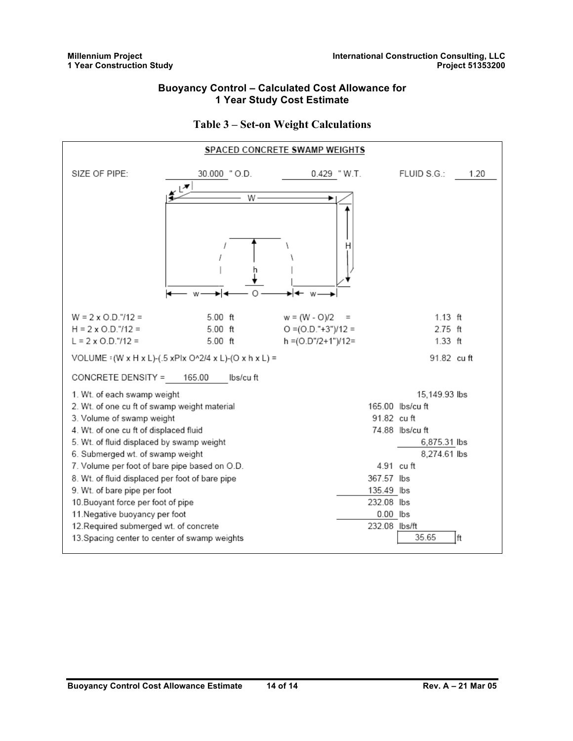## Buoyancy Control – Calculated Cost Allowance for 1 Year Study Cost Estimate

### Table 3 – Set-on Weight Calculations

**SPACED CONCRETE SWAMP WEIGHTS**

SIZE OF PIPE: 30.000 " O.D. 0.429 " W.T. FLUID S.G.: 1.20

L W H h w O w

| | | | |
|---|---|---|---|
| W = 2 x O.D."/12 = | 5.00 ft | w = (W - O)/2 = | 1.13 ft |
| H = 2 x O.D."/12 = | 5.00 ft | O =(O.D."+3")/12 = | 2.75 ft |
| L = 2 x O.D."/12 = | 5.00 ft | h =(O.D"/2+1")/12= | 1.33 ft |

VOLUME =(W x H x L)-(.5 xPIx O^2/4 x L)-(O x h x L) = 91.82 cu ft

CONCRETE DENSITY = 165.00 lbs/cu ft

| | | |
|---|---|---|
| 1. Wt. of each swamp weight | | 15,149.93 lbs |
| 2. Wt. of one cu ft of swamp weight material | 165.00 lbs/cu ft | |
| 3. Volume of swamp weight | 91.82 cu ft | |
| 4. Wt. of one cu ft of displaced fluid | 74.88 lbs/cu ft | |
| 5. Wt. of fluid displaced by swamp weight | | 6,875.31 lbs |
| 6. Submerged wt. of swamp weight | | 8,274.61 lbs |
| 7. Volume per foot of bare pipe based on O.D. | 4.91 cu ft | |
| 8. Wt. of fluid displaced per foot of bare pipe | 367.57 lbs | |
| 9. Wt. of bare pipe per foot | 135.49 lbs | |
| 10.Buoyant force per foot of pipe | 232.08 lbs | |
| 11.Negative buoyancy per foot | 0.00 lbs | |
| 12.Required submerged wt. of concrete | 232.08 lbs/ft | |
| 13.Spacing center to center of swamp weights | | 35.65 ft |